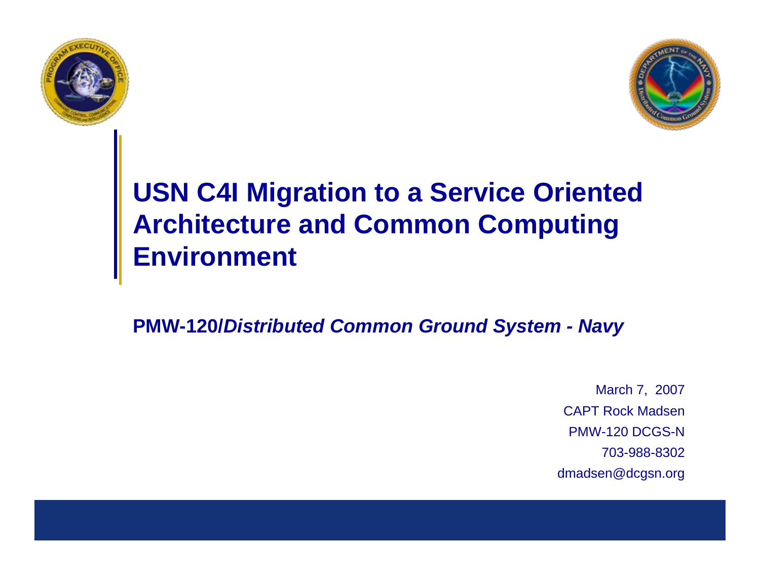# USN C4I Migration to a Service Oriented Architecture and Common Computing Environment

**PMW-120/*Distributed Common Ground System - Navy***

March 7, 2007
CAPT Rock Madsen
PMW-120 DCGS-N
703-988-8302
dmadsen@dcgsn.org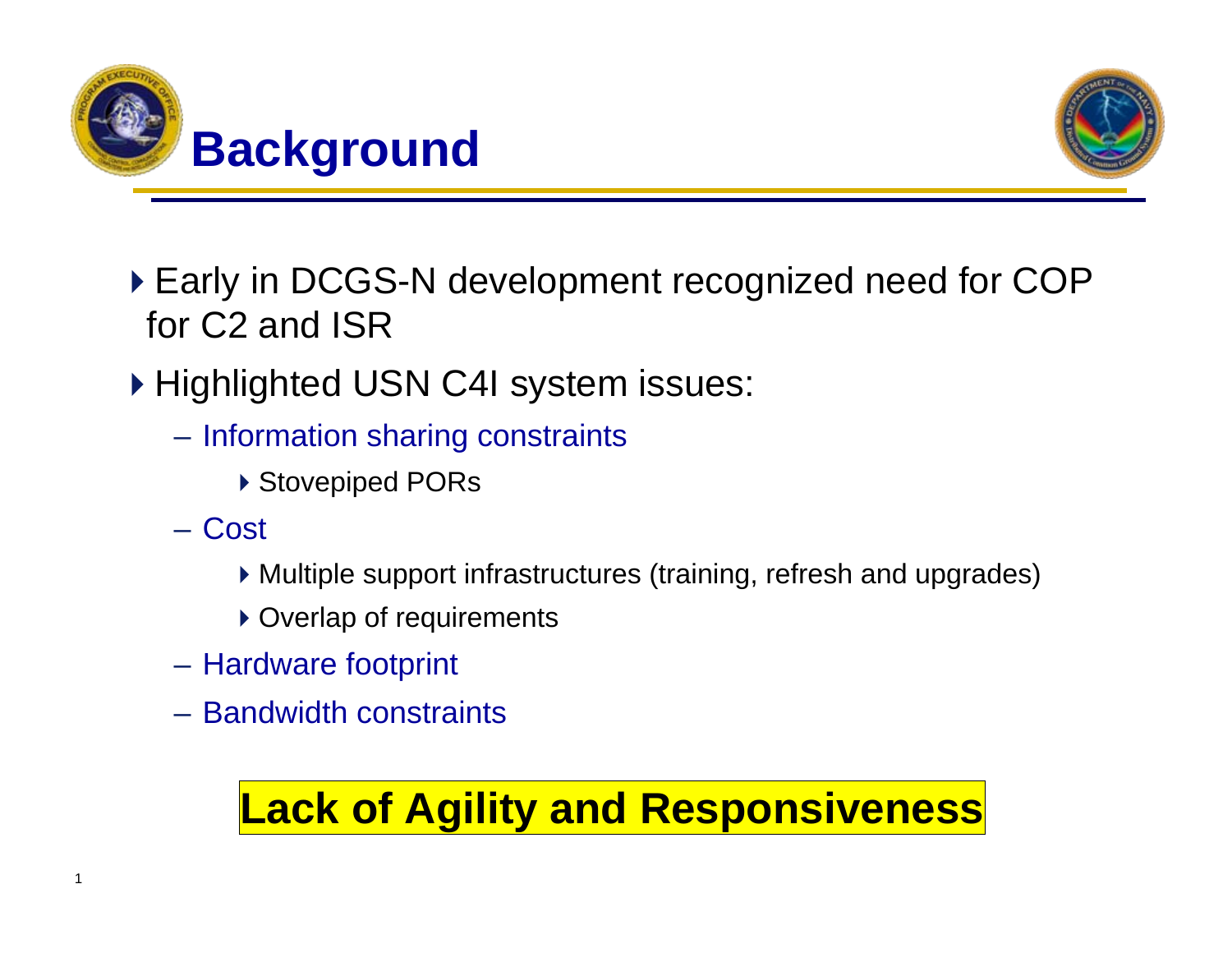# Background

- Early in DCGS-N development recognized need for COP for C2 and ISR
- Highlighted USN C4I system issues:
  - Information sharing constraints
    - Stovepiped PORs
  - Cost
    - Multiple support infrastructures (training, refresh and upgrades)
    - Overlap of requirements
  - Hardware footprint
  - Bandwidth constraints

**Lack of Agility and Responsiveness**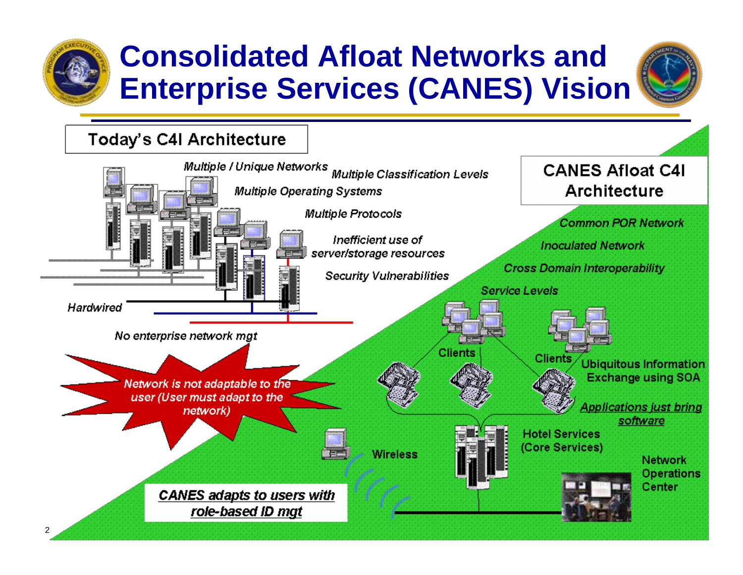# Consolidated Afloat Networks and Enterprise Services (CANES) Vision

## Today's C4I Architecture

*Multiple / Unique Networks*

*Multiple Classification Levels*

*Multiple Operating Systems*

*Multiple Protocols*

*Inefficient use of server/storage resources*

*Security Vulnerabilities*

*Hardwired*

*No enterprise network mgt*

*Network is not adaptable to the user (User must adapt to the network)*

## CANES Afloat C4I Architecture

*Common POR Network*

*Inoculated Network*

*Cross Domain Interoperability*

*Service Levels*

Clients

Clients

Ubiquitous Information Exchange using SOA

*Applications just bring software*

Hotel Services (Core Services)

Wireless

Network Operations Center

*CANES adapts to users with role-based ID mgt*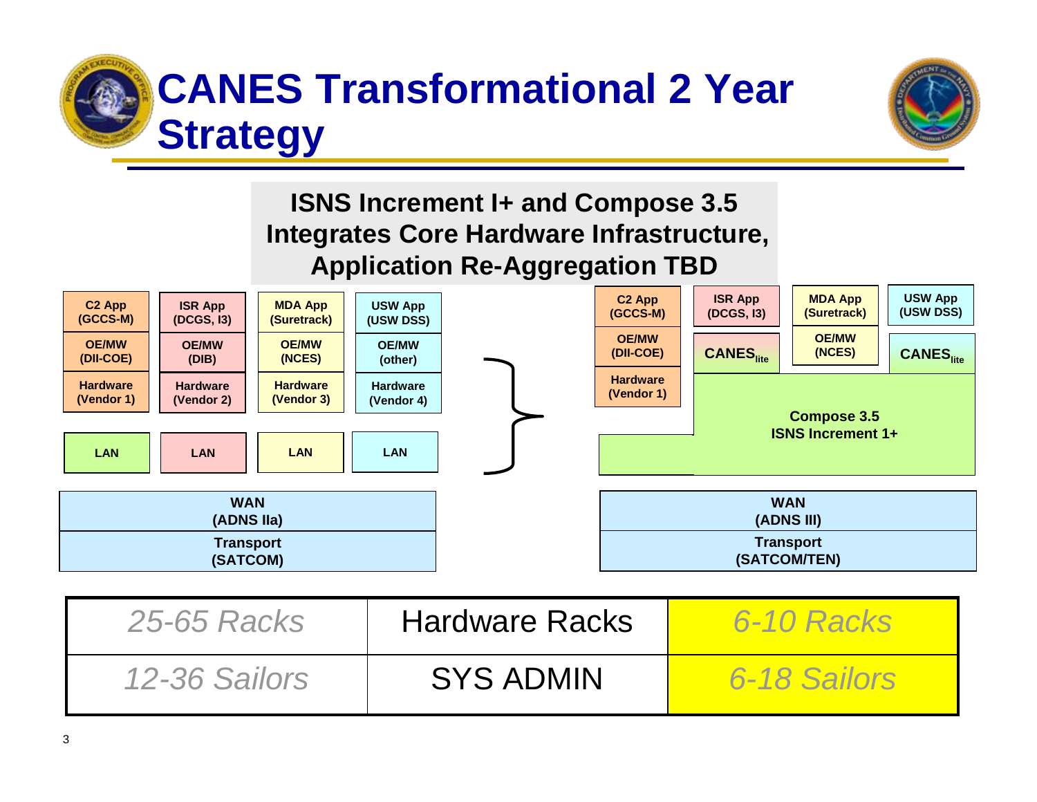# CANES Transformational 2 Year Strategy

**ISNS Increment I+ and Compose 3.5 Integrates Core Hardware Infrastructure, Application Re-Aggregation TBD**

| C2 App (GCCS-M) | ISR App (DCGS, I3) | MDA App (Suretrack) | USW App (USW DSS) |
|---|---|---|---|
| OE/MW (DII-COE) | OE/MW (DIB) | OE/MW (NCES) | OE/MW (other) |
| Hardware (Vendor 1) | Hardware (Vendor 2) | Hardware (Vendor 3) | Hardware (Vendor 4) |
| LAN | LAN | LAN | LAN |
| WAN (ADNS IIa) | | | |
| Transport (SATCOM) | | | |

| C2 App (GCCS-M) | ISR App (DCGS, I3) | MDA App (Suretrack) | USW App (USW DSS) |
|---|---|---|---|
| OE/MW (DII-COE) | $\text{CANES}_{\text{lite}}$ | OE/MW (NCES) | $\text{CANES}_{\text{lite}}$ |
| Hardware (Vendor 1) | Compose 3.5 ISNS Increment 1+ | | |
| WAN (ADNS III) | | | |
| Transport (SATCOM/TEN) | | | |

| | | |
|---|---|---|
| *25-65 Racks* | Hardware Racks | *6-10 Racks* |
| *12-36 Sailors* | SYS ADMIN | *6-18 Sailors* |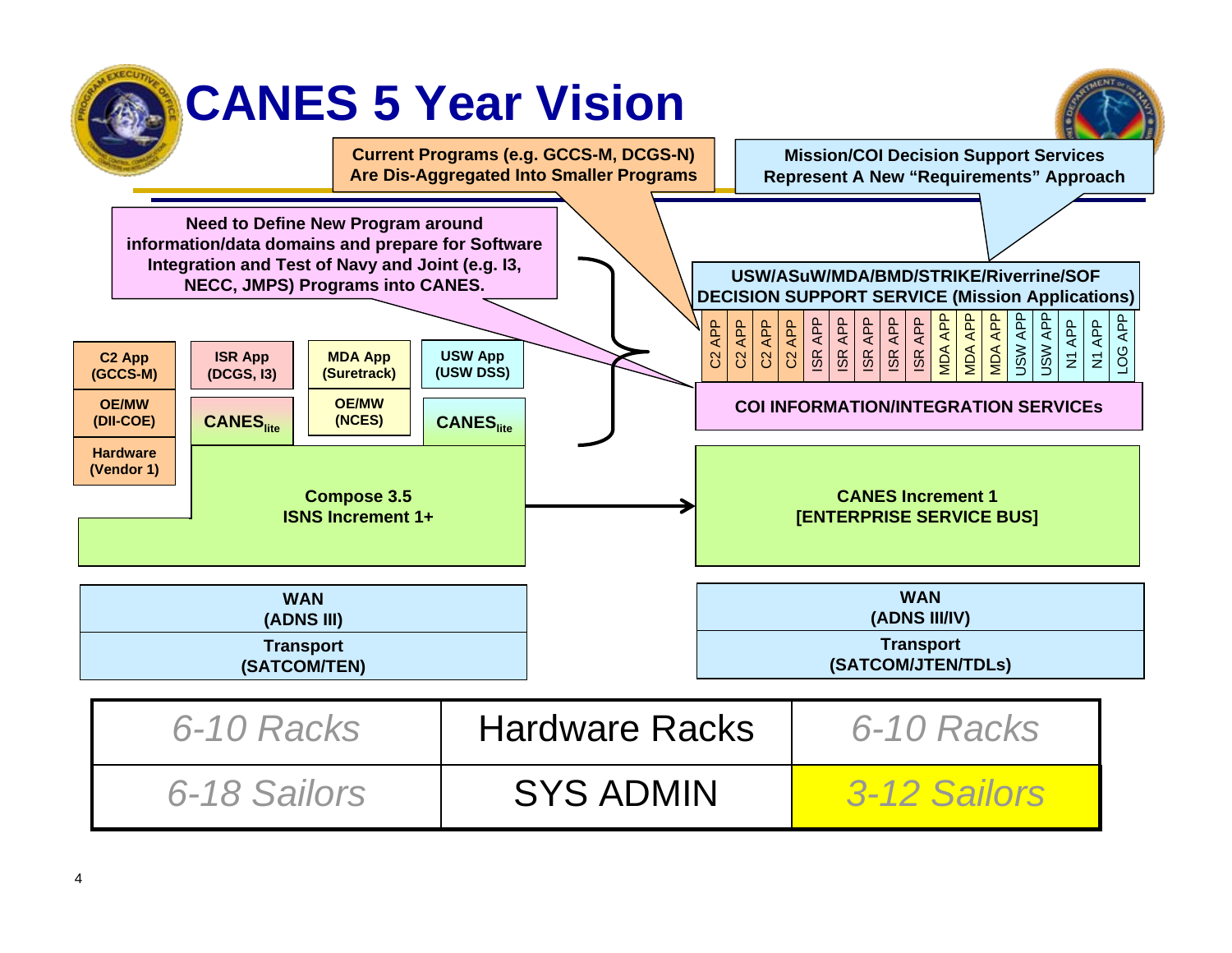# CANES 5 Year Vision

**Current Programs (e.g. GCCS-M, DCGS-N) Are Dis-Aggregated Into Smaller Programs**

**Mission/COI Decision Support Services Represent A New "Requirements" Approach**

**Need to Define New Program around information/data domains and prepare for Software Integration and Test of Navy and Joint (e.g. I3, NECC, JMPS) Programs into CANES.**

**C2 App (GCCS-M)**

**OE/MW (DII-COE)**

**Hardware (Vendor 1)**

**ISR App (DCGS, I3)**

**CANES$_{lite}$**

**MDA App (Suretrack)**

**OE/MW (NCES)**

**USW App (USW DSS)**

**CANES$_{lite}$**

**Compose 3.5**
**ISNS Increment 1+**

**WAN (ADNS III)**

**Transport (SATCOM/TEN)**

**USW/ASuW/MDA/BMD/STRIKE/Riverrine/SOF DECISION SUPPORT SERVICE (Mission Applications)**

C2 APP | C2 APP | C2 APP | C2 APP | ISR APP | ISR APP | ISR APP | ISR APP | ISR APP | MDA APP | MDA APP | MDA APP | USW APP | USW APP | N1 APP | N1 APP | LOG APP

**COI INFORMATION/INTEGRATION SERVICEs**

**CANES Increment 1**
**[ENTERPRISE SERVICE BUS]**

**WAN (ADNS III/IV)**

**Transport (SATCOM/JTEN/TDLs)**

| *6-10 Racks* | Hardware Racks | *6-10 Racks* |
|---|---|---|
| *6-18 Sailors* | SYS ADMIN | *3-12 Sailors* |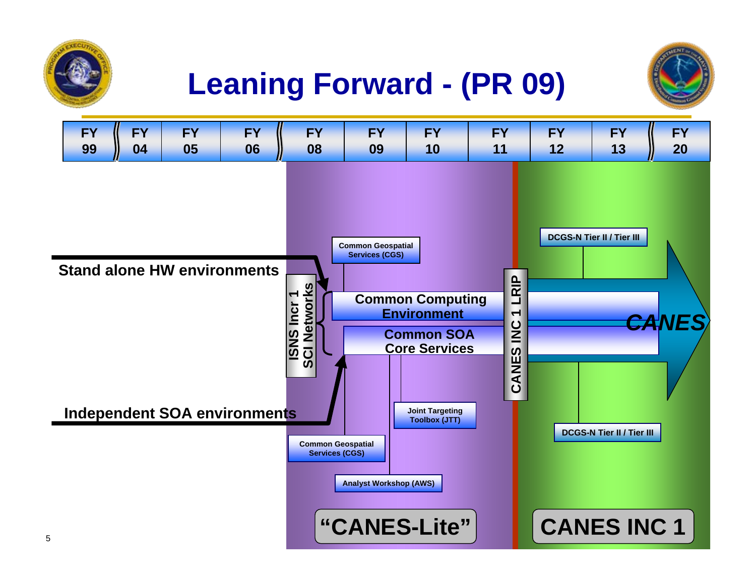# Leaning Forward - (PR 09)

| FY 99 | FY 04 | FY 05 | FY 06 | FY 08 | FY 09 | FY 10 | FY 11 | FY 12 | FY 13 | FY 20 |
|---|---|---|---|---|---|---|---|---|---|---|

Stand alone HW environments

Independent SOA environments

ISNS Incr 1 SCI Networks

Common Geospatial Services (CGS)

Common Computing Environment

Common SOA Core Services

Joint Targeting Toolbox (JTT)

Common Geospatial Services (CGS)

Analyst Workshop (AWS)

CANES INC 1 LRIP

DCGS-N Tier II / Tier III

*CANES*

DCGS-N Tier II / Tier III

"CANES-Lite"

CANES INC 1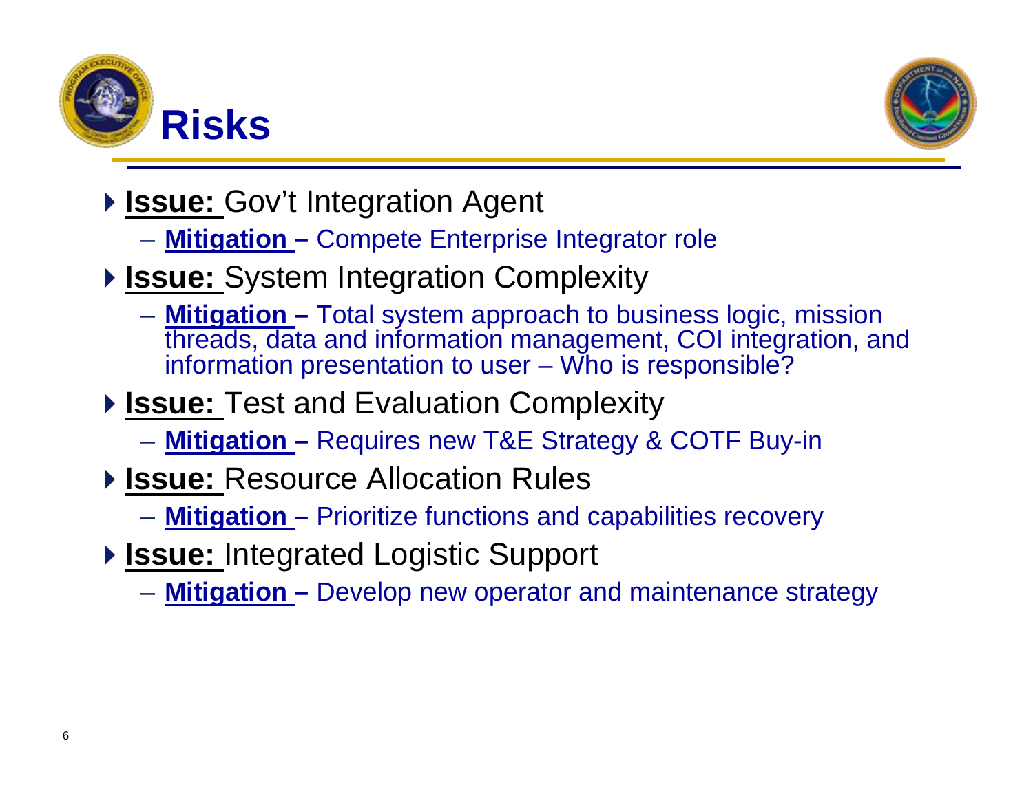# Risks

- **Issue:** Gov't Integration Agent
  - **Mitigation –** Compete Enterprise Integrator role
- **Issue:** System Integration Complexity
  - **Mitigation –** Total system approach to business logic, mission threads, data and information management, COI integration, and information presentation to user – Who is responsible?
- **Issue:** Test and Evaluation Complexity
  - **Mitigation –** Requires new T&E Strategy & COTF Buy-in
- **Issue:** Resource Allocation Rules
  - **Mitigation –** Prioritize functions and capabilities recovery
- **Issue:** Integrated Logistic Support
  - **Mitigation –** Develop new operator and maintenance strategy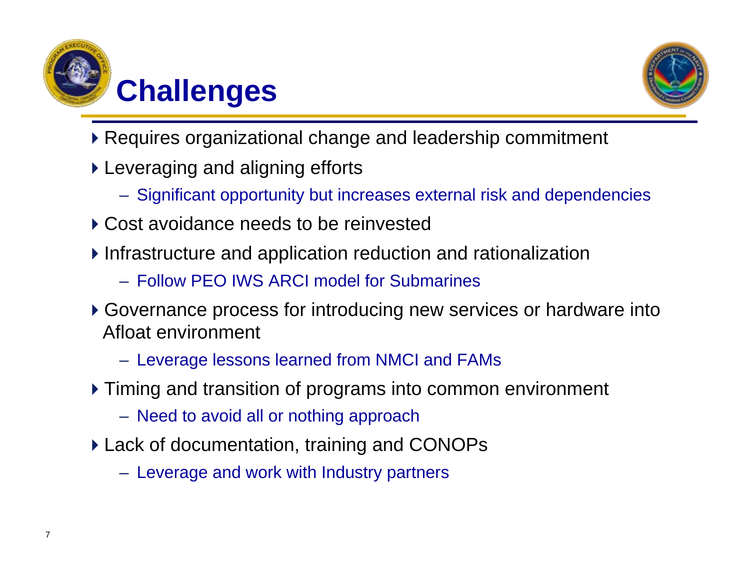# Challenges

- Requires organizational change and leadership commitment
- Leveraging and aligning efforts
  - Significant opportunity but increases external risk and dependencies
- Cost avoidance needs to be reinvested
- Infrastructure and application reduction and rationalization
  - Follow PEO IWS ARCI model for Submarines
- Governance process for introducing new services or hardware into Afloat environment
  - Leverage lessons learned from NMCI and FAMs
- Timing and transition of programs into common environment
  - Need to avoid all or nothing approach
- Lack of documentation, training and CONOPs
  - Leverage and work with Industry partners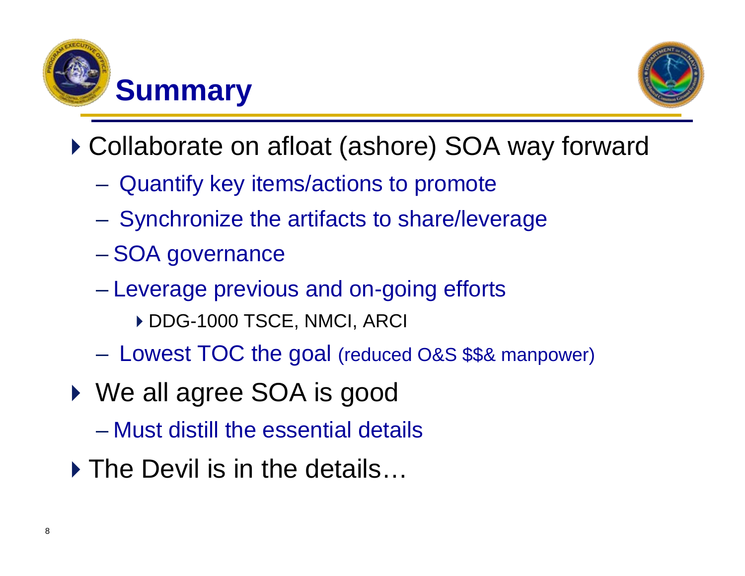# Summary

- Collaborate on afloat (ashore) SOA way forward
  - Quantify key items/actions to promote
  - Synchronize the artifacts to share/leverage
  - SOA governance
  - Leverage previous and on-going efforts
    - DDG-1000 TSCE, NMCI, ARCI
  - Lowest TOC the goal (reduced O&S $$& manpower)
- We all agree SOA is good
  - Must distill the essential details
- The Devil is in the details…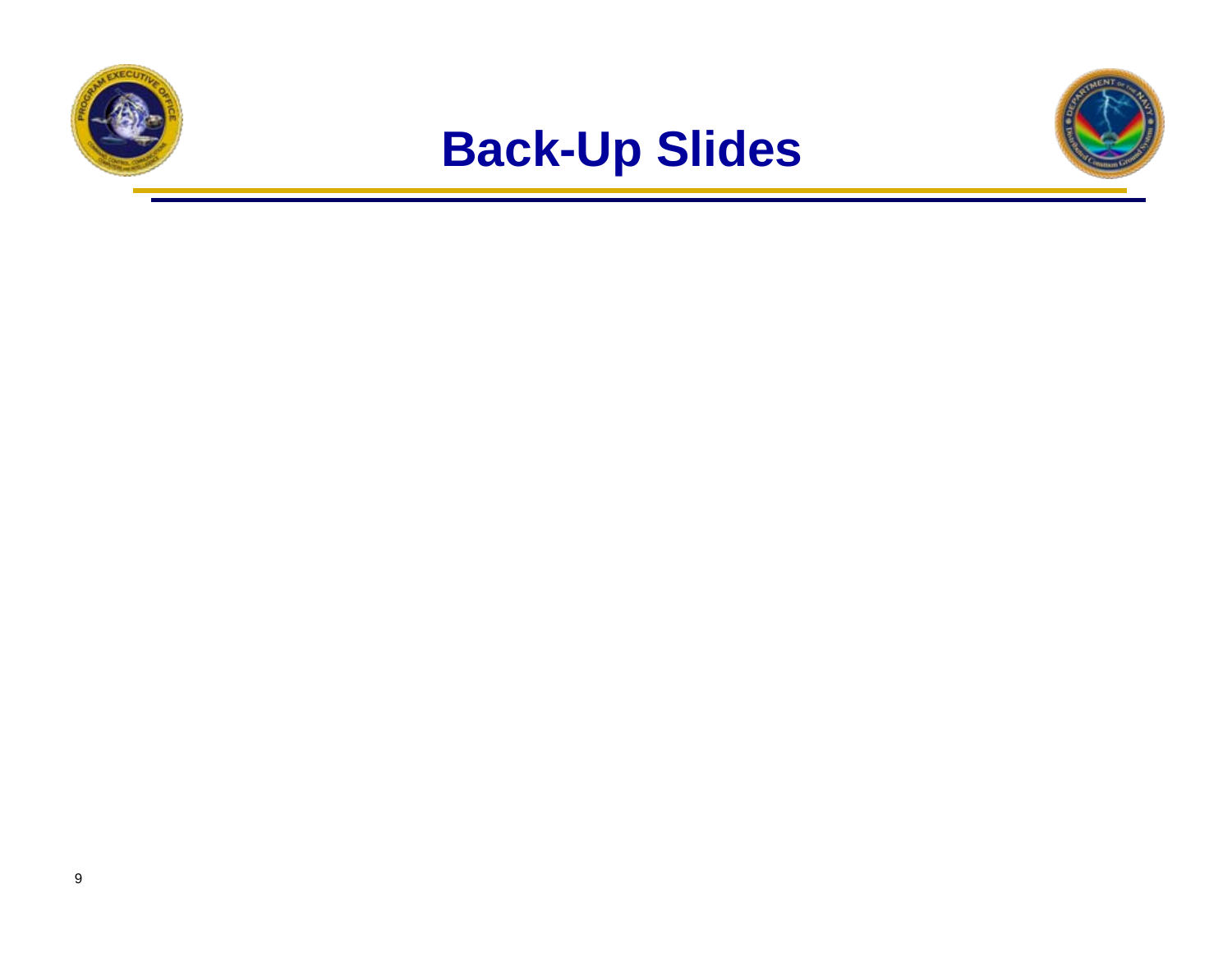# Back-Up Slides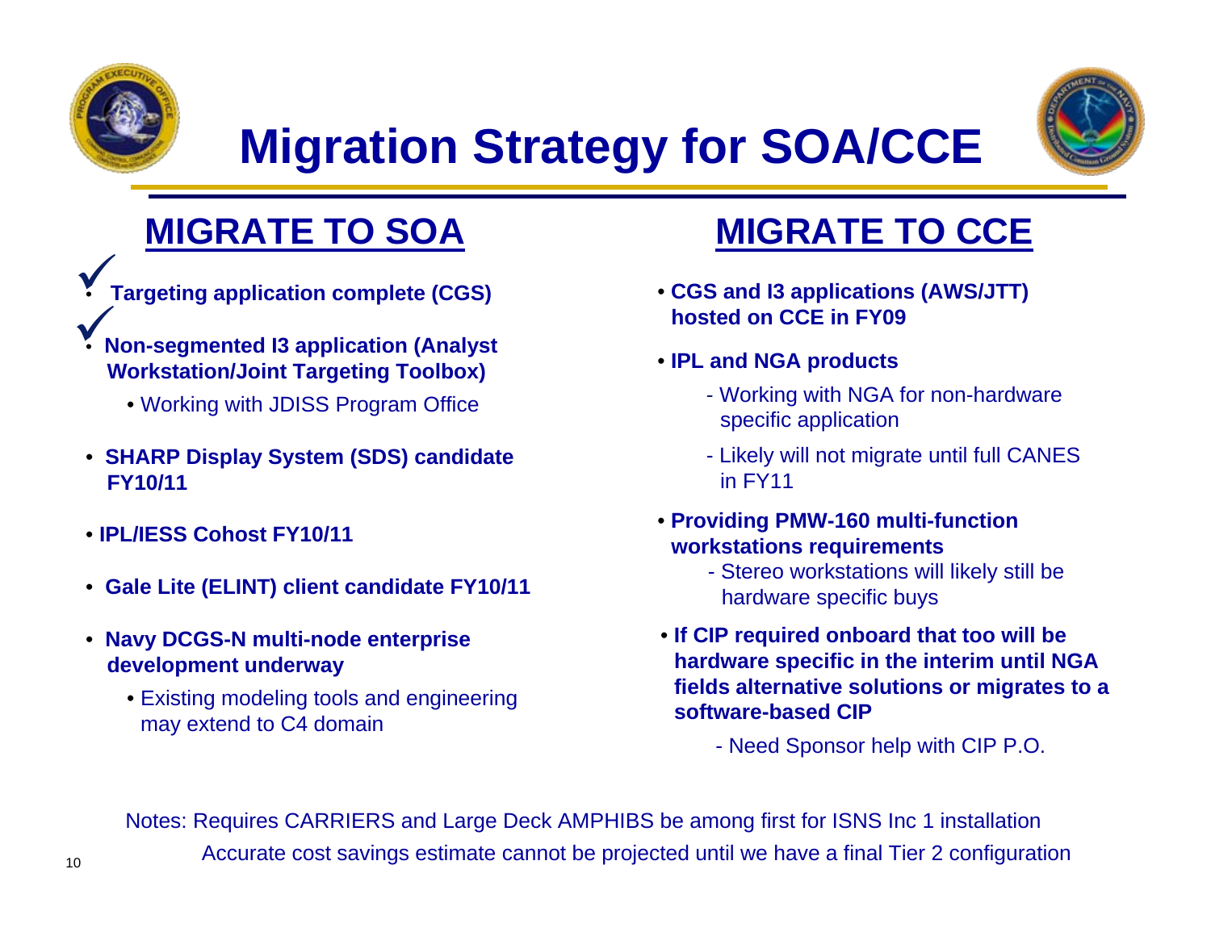# Migration Strategy for SOA/CCE

## MIGRATE TO SOA

- ✓ **Targeting application complete (CGS)**
- ✓ **Non-segmented I3 application (Analyst Workstation/Joint Targeting Toolbox)**
  - Working with JDISS Program Office
- **SHARP Display System (SDS) candidate FY10/11**
- **IPL/IESS Cohost FY10/11**
- **Gale Lite (ELINT) client candidate FY10/11**
- **Navy DCGS-N multi-node enterprise development underway**
  - Existing modeling tools and engineering may extend to C4 domain

## MIGRATE TO CCE

- **CGS and I3 applications (AWS/JTT) hosted on CCE in FY09**
- **IPL and NGA products**
  - Working with NGA for non-hardware specific application
  - Likely will not migrate until full CANES in FY11
- **Providing PMW-160 multi-function workstations requirements**
  - Stereo workstations will likely still be hardware specific buys
- **If CIP required onboard that too will be hardware specific in the interim until NGA fields alternative solutions or migrates to a software-based CIP**
  - Need Sponsor help with CIP P.O.

Notes: Requires CARRIERS and Large Deck AMPHIBS be among first for ISNS Inc 1 installation

Accurate cost savings estimate cannot be projected until we have a final Tier 2 configuration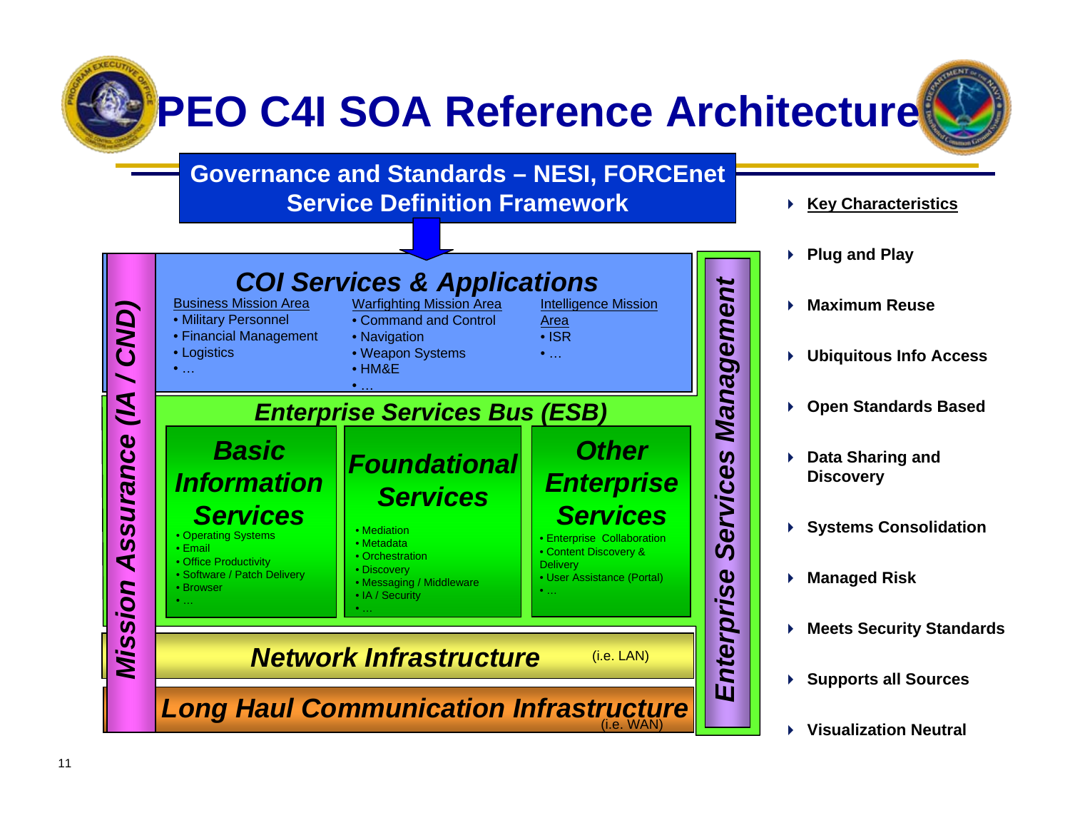# PEO C4I SOA Reference Architecture

**Governance and Standards – NESI, FORCEnet Service Definition Framework**

## *COI Services & Applications*

Business Mission Area
- Military Personnel
- Financial Management
- Logistics
- …

Warfighting Mission Area
- Command and Control
- Navigation
- Weapon Systems
- HM&E
- …

Intelligence Mission Area
- ISR
- …

## *Enterprise Services Bus (ESB)*

### *Basic Information Services*
- Operating Systems
- Email
- Office Productivity
- Software / Patch Delivery
- Browser
- …

### *Foundational Services*
- Mediation
- Metadata
- Orchestration
- Discovery
- Messaging / Middleware
- IA / Security
- …

### *Other Enterprise Services*
- Enterprise Collaboration
- Content Discovery & Delivery
- User Assistance (Portal)
- …

## *Network Infrastructure* (i.e. LAN)

## *Long Haul Communication Infrastructure* (i.e. WAN)

*Mission Assurance (IA / CND)*

*Enterprise Services Management*

- **Key Characteristics**
- **Plug and Play**
- **Maximum Reuse**
- **Ubiquitous Info Access**
- **Open Standards Based**
- **Data Sharing and Discovery**
- **Systems Consolidation**
- **Managed Risk**
- **Meets Security Standards**
- **Supports all Sources**
- **Visualization Neutral**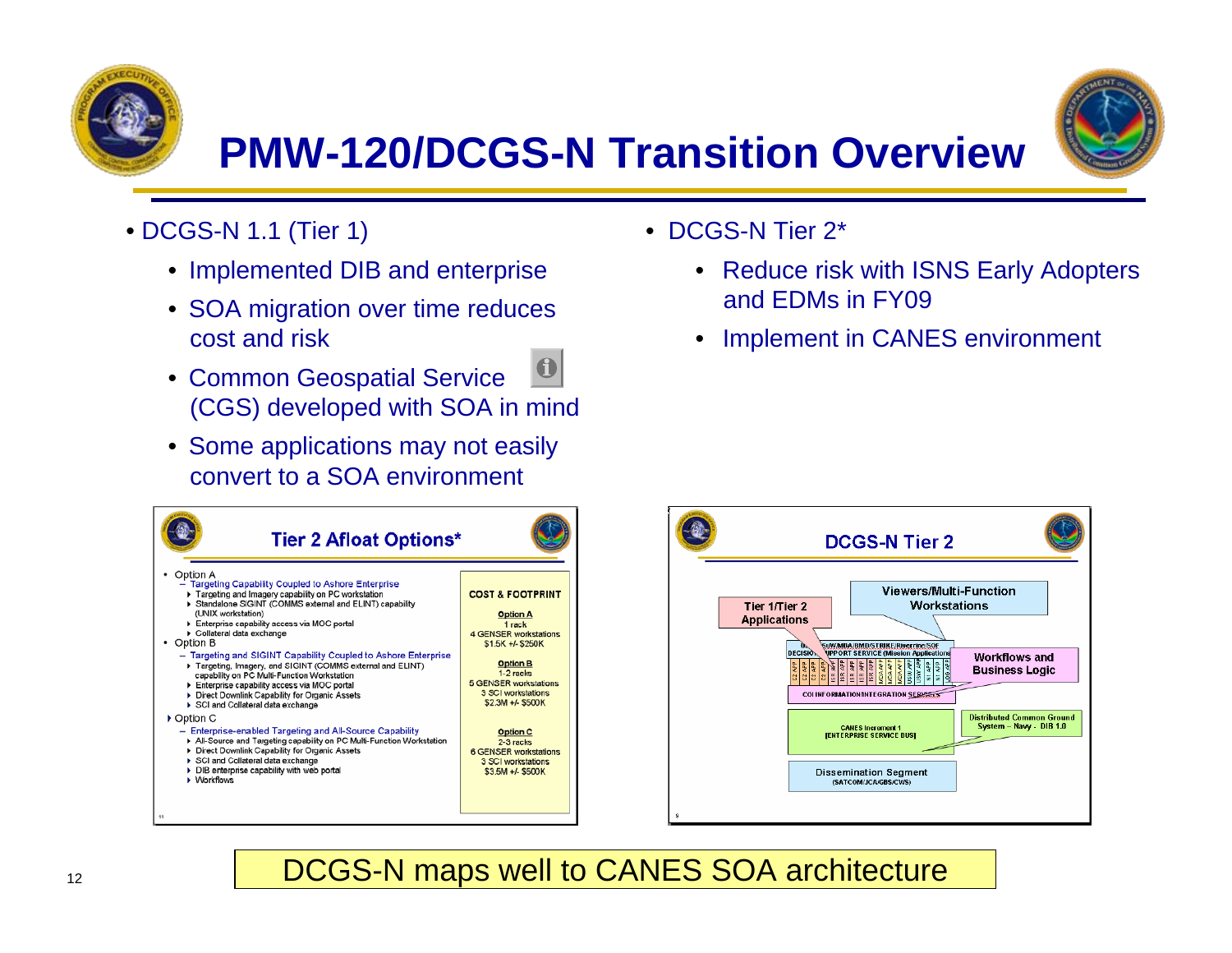# PMW-120/DCGS-N Transition Overview

- DCGS-N 1.1 (Tier 1)
  - Implemented DIB and enterprise
  - SOA migration over time reduces cost and risk
  - Common Geospatial Service (CGS) developed with SOA in mind
  - Some applications may not easily convert to a SOA environment
- DCGS-N Tier 2*
  - Reduce risk with ISNS Early Adopters and EDMs in FY09
  - Implement in CANES environment

## Tier 2 Afloat Options*

- Option A
  - Targeting Capability Coupled to Ashore Enterprise
    - Targeting and Imagery capability on PC workstation
    - Standalone SIGINT (COMMS external and ELINT) capability (UNIX workstation)
    - Enterprise capability access via MOC portal
    - Collateral data exchange
- Option B
  - Targeting and SIGINT Capability Coupled to Ashore Enterprise
    - Targeting, Imagery, and SIGINT (COMMS external and ELINT) capability on PC Multi-Function Workstation
    - Enterprise capability access via MOC portal
    - Direct Downlink Capability for Organic Assets
    - SCI and Collateral data exchange
- Option C
  - Enterprise-enabled Targeting and All-Source Capability
    - All-Source and Targeting capability on PC Multi-Function Workstation
    - Direct Downlink Capability for Organic Assets
    - SCI and Collateral data exchange
    - DIB enterprise capability with web portal
    - Workflows

**COST & FOOTPRINT**

**Option A**
1 rack
4 GENSER workstations
$1.5K +/- $250K

**Option B**
1-2 racks
5 GENSER workstations
3 SCI workstations
$2.3M +/- $500K

**Option C**
2-3 racks
6 GENSER workstations
3 SCI workstations
$3.5M +/- $500K

## DCGS-N Tier 2

- Tier 1/Tier 2 Applications
- Viewers/Multi-Function Workstations
- DECISION SUPPORT SERVICE (Mission Applications) — C2/ISR/MDA/BMD/STRIKE/Riverine/SOF
- C2 APP | C2 APP | C2 APP | C2 APP | ISR APP | ISR APP | ISR APP | ISR APP | MDA APP | MDA APP | MDA APP | USW APP | USW APP | NI APP | NI APP | LOG APP
- Workflows and Business Logic
- COI INFORMATION/INTEGRATION SERVICES
- CANES Increment 1 [ENTERPRISE SERVICE BUS]
- Distributed Common Ground System – Navy - DIB 1.0
- Dissemination Segment (SATCOM/JCA/GBS/CWS)

DCGS-N maps well to CANES SOA architecture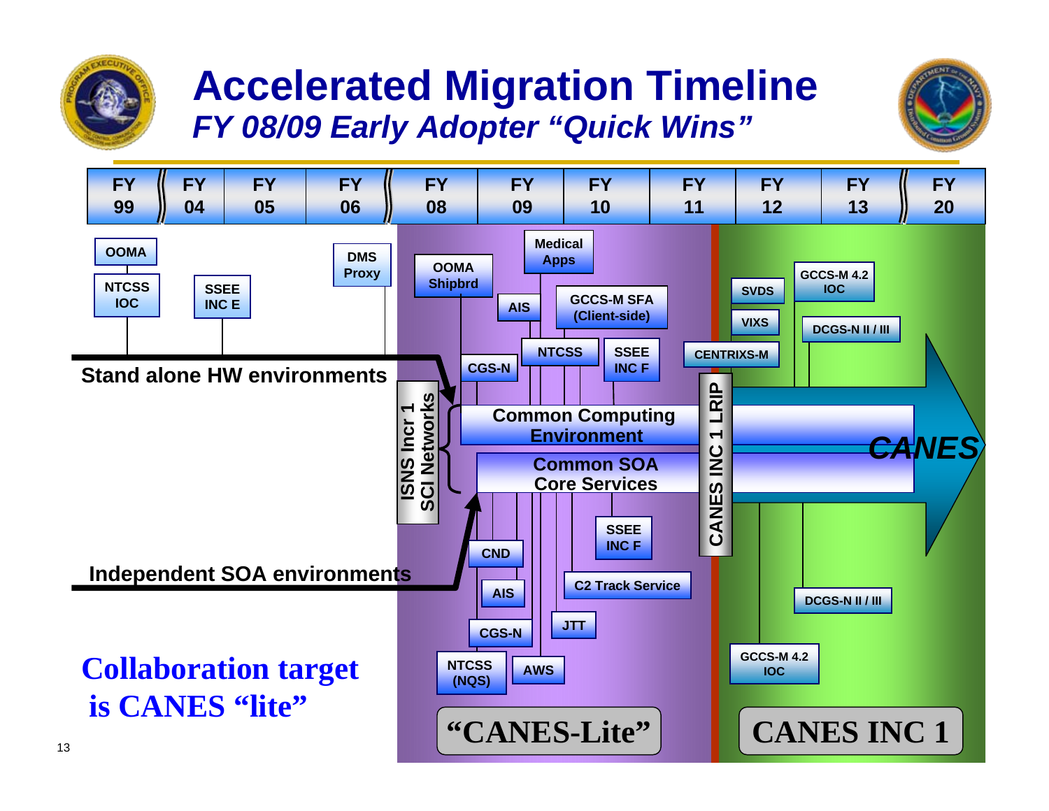# Accelerated Migration Timeline

## *FY 08/09 Early Adopter "Quick Wins"*

FY 99 | FY 04 | FY 05 | FY 06 | FY 08 | FY 09 | FY 10 | FY 11 | FY 12 | FY 13 | FY 20

OOMA

NTCSS IOC

SSEE INC E

DMS Proxy

Stand alone HW environments

OOMA Shipbrd

Medical Apps

AIS

GCCS-M SFA (Client-side)

NTCSS

SSEE INC F

CGS-N

ISNS Incr 1 SCI Networks

Common Computing Environment

Common SOA Core Services

CND

AIS

CGS-N

NTCSS (NQS)

AWS

JTT

C2 Track Service

SSEE INC F

Independent SOA environments

CANES INC 1 LRIP

SVDS

VIXS

CENTRIXS-M

GCCS-M 4.2 IOC

DCGS-N II / III

CANES

DCGS-N II / III

GCCS-M 4.2 IOC

"CANES-Lite"

CANES INC 1

**Collaboration target is CANES "lite"**